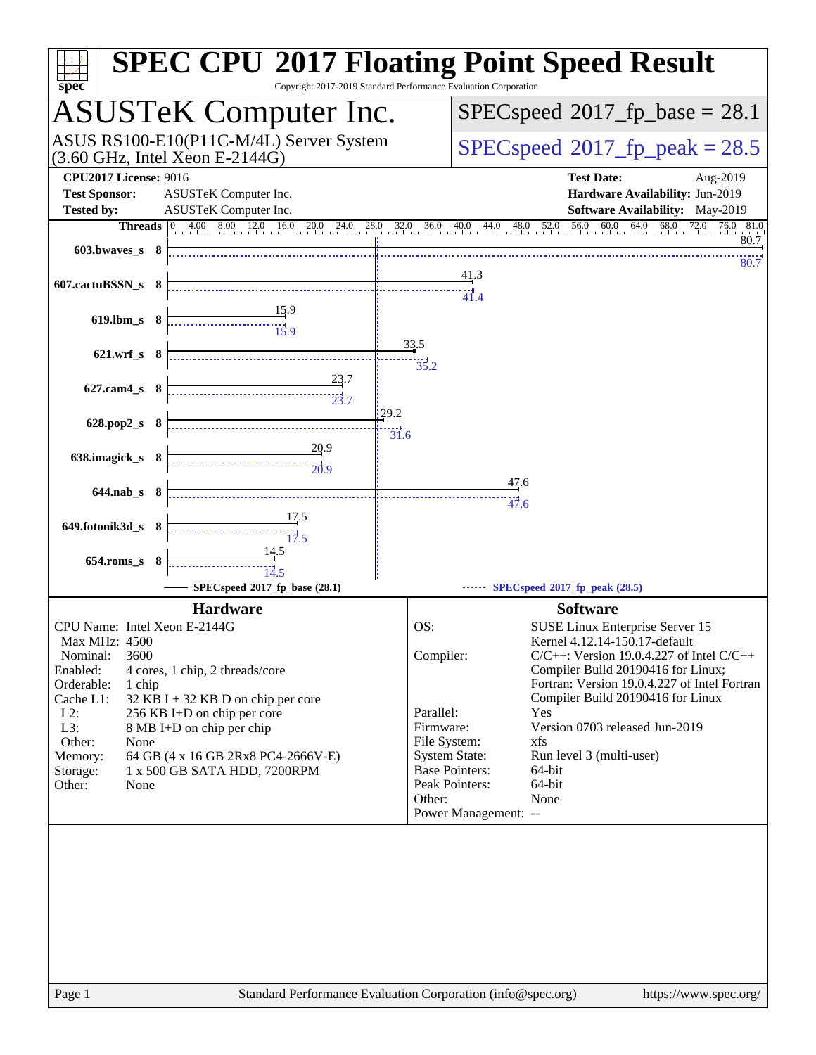# SPEC CPU 2017 Floating Point Speed Result

Copyright 2017-2019 Standard Performance Evaluation Corporation

## ASUSTeK Computer Inc.

ASUS RS100-E10(P11C-M/4L) Server System (3.60 GHz, Intel Xeon E-2144G)

SPECspeed 2017_fp_base = 28.1

SPECspeed 2017_fp_peak = 28.5

**CPU2017 License:** 9016
**Test Sponsor:** ASUSTeK Computer Inc.
**Tested by:** ASUSTeK Computer Inc.

**Test Date:** Aug-2019
**Hardware Availability:** Jun-2019
**Software Availability:** May-2019

| Benchmark | Threads | Base | Peak |
|---|---|---|---|
| 603.bwaves_s | 8 | 80.7 | 80.7 |
| 607.cactuBSSN_s | 8 | 41.3 | 41.4 |
| 619.lbm_s | 8 | 15.9 | 15.9 |
| 621.wrf_s | 8 | 33.5 | 35.2 |
| 627.cam4_s | 8 | 23.7 | 23.7 |
| 628.pop2_s | 8 | 29.2 | 31.6 |
| 638.imagick_s | 8 | 20.9 | 20.9 |
| 644.nab_s | 8 | 47.6 | 47.6 |
| 649.fotonik3d_s | 8 | 17.5 | 17.5 |
| 654.roms_s | 8 | 14.5 | 14.5 |

SPECspeed 2017_fp_base (28.1) — SPECspeed 2017_fp_peak (28.5)

### Hardware

| | |
|---|---|
| CPU Name: | Intel Xeon E-2144G |
| Max MHz: | 4500 |
| Nominal: | 3600 |
| Enabled: | 4 cores, 1 chip, 2 threads/core |
| Orderable: | 1 chip |
| Cache L1: | 32 KB I + 32 KB D on chip per core |
| L2: | 256 KB I+D on chip per core |
| L3: | 8 MB I+D on chip per chip |
| Other: | None |
| Memory: | 64 GB (4 x 16 GB 2Rx8 PC4-2666V-E) |
| Storage: | 1 x 500 GB SATA HDD, 7200RPM |
| Other: | None |

### Software

| | |
|---|---|
| OS: | SUSE Linux Enterprise Server 15 Kernel 4.12.14-150.17-default |
| Compiler: | C/C++: Version 19.0.4.227 of Intel C/C++ Compiler Build 20190416 for Linux; Fortran: Version 19.0.4.227 of Intel Fortran Compiler Build 20190416 for Linux |
| Parallel: | Yes |
| Firmware: | Version 0703 released Jun-2019 |
| File System: | xfs |
| System State: | Run level 3 (multi-user) |
| Base Pointers: | 64-bit |
| Peak Pointers: | 64-bit |
| Other: | None |
| Power Management: | -- |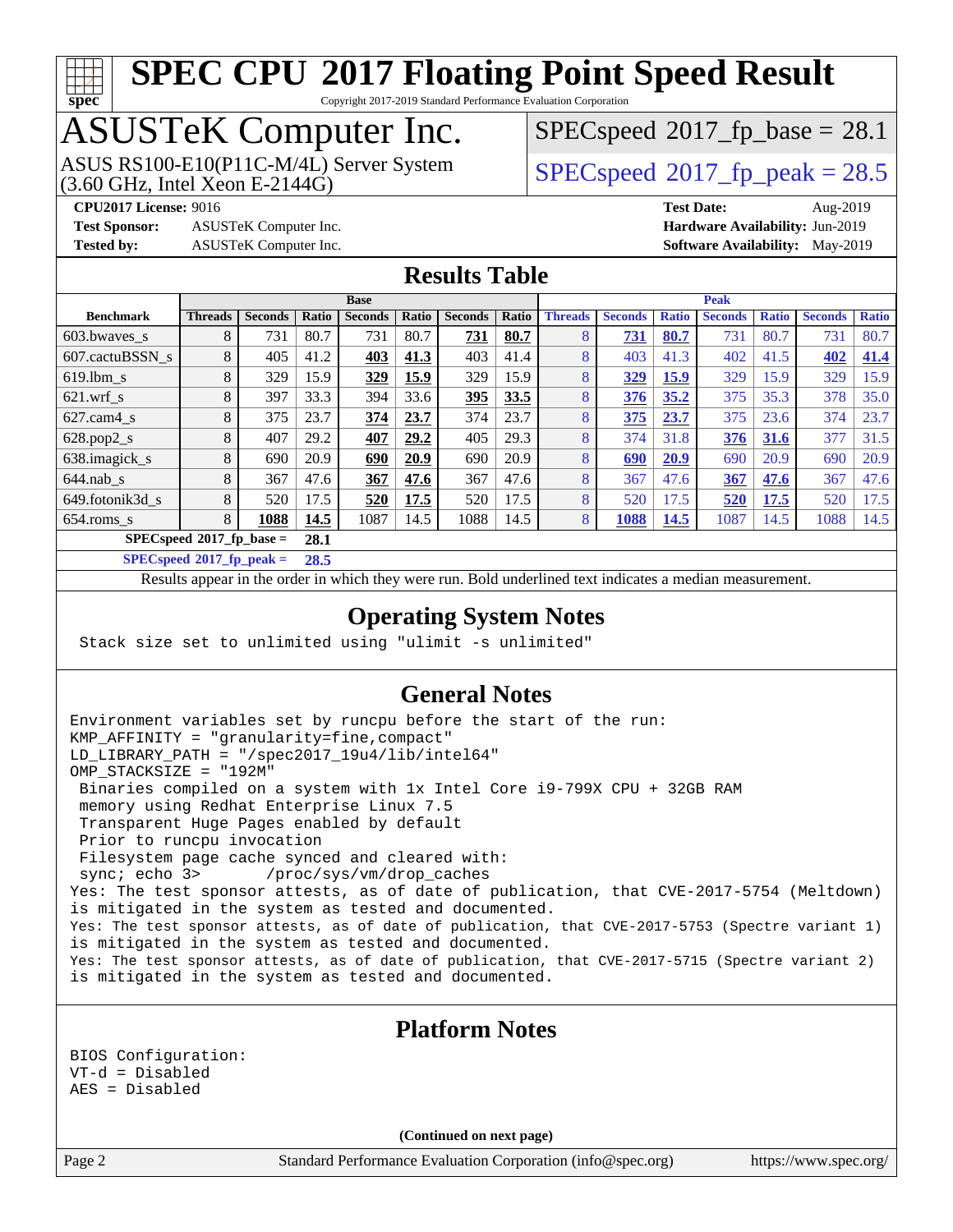# SPEC CPU 2017 Floating Point Speed Result

Copyright 2017-2019 Standard Performance Evaluation Corporation

## ASUSTeK Computer Inc.

ASUS RS100-E10(P11C-M/4L) Server System
(3.60 GHz, Intel Xeon E-2144G)

SPECspeed 2017_fp_base = 28.1

SPECspeed 2017_fp_peak = 28.5

**CPU2017 License:** 9016
**Test Sponsor:** ASUSTeK Computer Inc.
**Tested by:** ASUSTeK Computer Inc.
**Test Date:** Aug-2019
**Hardware Availability:** Jun-2019
**Software Availability:** May-2019

## Results Table

| Benchmark | Base | | | | | | | Peak | | | | | | |
|---|---|---|---|---|---|---|---|---|---|---|---|---|---|---|
| | Threads | Seconds | Ratio | Seconds | Ratio | Seconds | Ratio | Threads | Seconds | Ratio | Seconds | Ratio | Seconds | Ratio |
| 603.bwaves_s | 8 | 731 | 80.7 | 731 | 80.7 | **731** | **80.7** | 8 | **731** | **80.7** | 731 | 80.7 | 731 | 80.7 |
| 607.cactuBSSN_s | 8 | 405 | 41.2 | **403** | **41.3** | 403 | 41.4 | 8 | 403 | 41.3 | 402 | 41.5 | **402** | **41.4** |
| 619.lbm_s | 8 | 329 | 15.9 | **329** | **15.9** | 329 | 15.9 | 8 | **329** | **15.9** | 329 | 15.9 | 329 | 15.9 |
| 621.wrf_s | 8 | 397 | 33.3 | 394 | 33.6 | **395** | **33.5** | 8 | **376** | **35.2** | 375 | 35.3 | 378 | 35.0 |
| 627.cam4_s | 8 | 375 | 23.7 | **374** | **23.7** | 374 | 23.7 | 8 | **375** | **23.7** | 375 | 23.6 | 374 | 23.7 |
| 628.pop2_s | 8 | 407 | 29.2 | **407** | **29.2** | 405 | 29.3 | 8 | 374 | 31.8 | **376** | **31.6** | 377 | 31.5 |
| 638.imagick_s | 8 | 690 | 20.9 | **690** | **20.9** | 690 | 20.9 | 8 | **690** | **20.9** | 690 | 20.9 | 690 | 20.9 |
| 644.nab_s | 8 | 367 | 47.6 | **367** | **47.6** | 367 | 47.6 | 8 | 367 | 47.6 | **367** | **47.6** | 367 | 47.6 |
| 649.fotonik3d_s | 8 | 520 | 17.5 | **520** | **17.5** | 520 | 17.5 | 8 | 520 | 17.5 | **520** | **17.5** | 520 | 17.5 |
| 654.roms_s | 8 | **1088** | **14.5** | 1087 | 14.5 | 1088 | 14.5 | 8 | **1088** | **14.5** | 1087 | 14.5 | 1088 | 14.5 |
| SPECspeed 2017_fp_base = | | | 28.1 | | | | | | | | | | | |
| SPECspeed 2017_fp_peak = | | | 28.5 | | | | | | | | | | | |

Results appear in the order in which they were run. Bold underlined text indicates a median measurement.

## Operating System Notes

```
Stack size set to unlimited using "ulimit -s unlimited"
```

## General Notes

```
Environment variables set by runcpu before the start of the run:
KMP_AFFINITY = "granularity=fine,compact"
LD_LIBRARY_PATH = "/spec2017_19u4/lib/intel64"
OMP_STACKSIZE = "192M"
 Binaries compiled on a system with 1x Intel Core i9-799X CPU + 32GB RAM
 memory using Redhat Enterprise Linux 7.5
 Transparent Huge Pages enabled by default
 Prior to runcpu invocation
 Filesystem page cache synced and cleared with:
 sync; echo 3>       /proc/sys/vm/drop_caches
Yes: The test sponsor attests, as of date of publication, that CVE-2017-5754 (Meltdown)
is mitigated in the system as tested and documented.
Yes: The test sponsor attests, as of date of publication, that CVE-2017-5753 (Spectre variant 1)
is mitigated in the system as tested and documented.
Yes: The test sponsor attests, as of date of publication, that CVE-2017-5715 (Spectre variant 2)
is mitigated in the system as tested and documented.
```

## Platform Notes

```
BIOS Configuration:
VT-d = Disabled
AES = Disabled
```

**(Continued on next page)**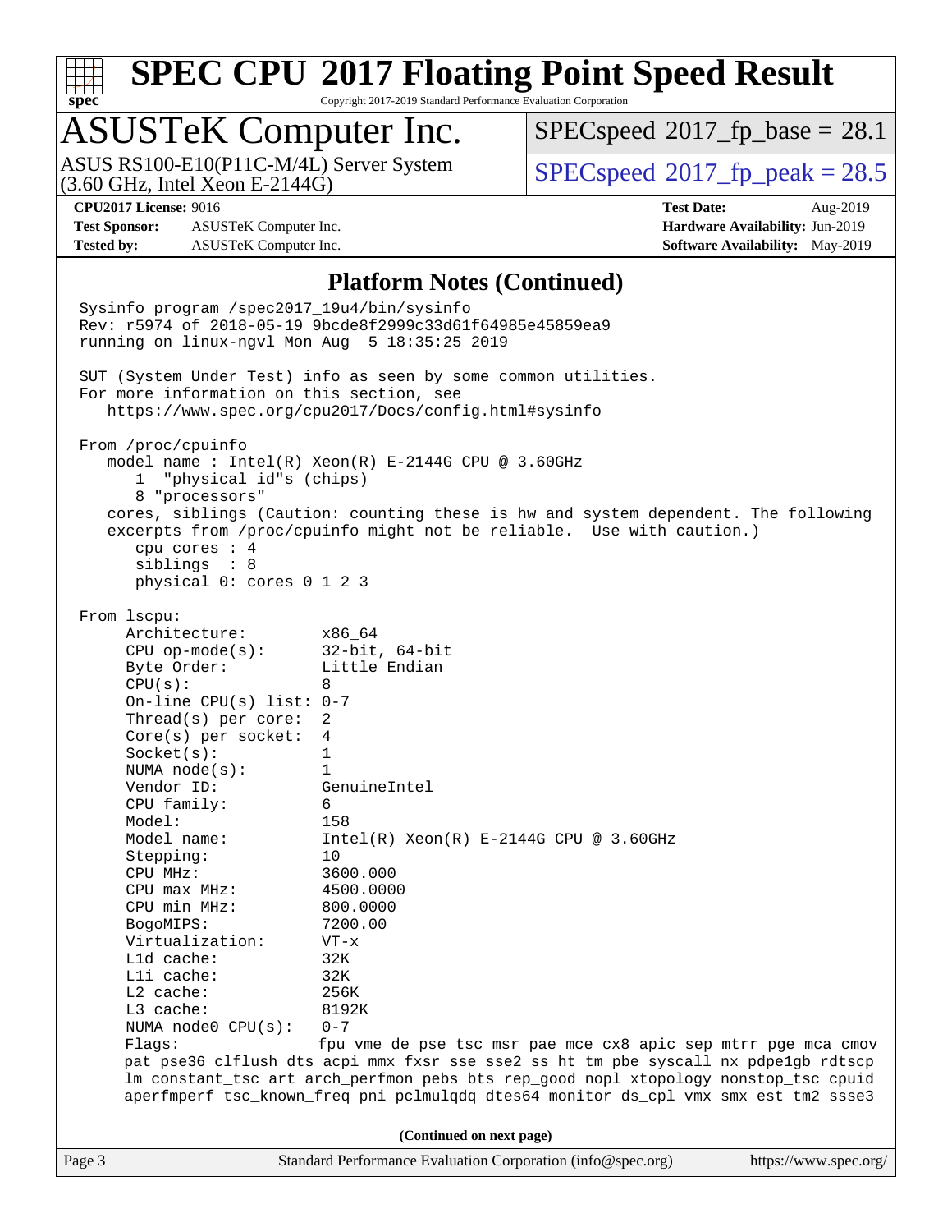## Platform Notes (Continued)

```
Sysinfo program /spec2017_19u4/bin/sysinfo
Rev: r5974 of 2018-05-19 9bcde8f2999c33d61f64985e45859ea9
running on linux-ngvl Mon Aug  5 18:35:25 2019

SUT (System Under Test) info as seen by some common utilities.
For more information on this section, see
   https://www.spec.org/cpu2017/Docs/config.html#sysinfo

From /proc/cpuinfo
   model name : Intel(R) Xeon(R) E-2144G CPU @ 3.60GHz
      1  "physical id"s (chips)
      8 "processors"
   cores, siblings (Caution: counting these is hw and system dependent. The following
   excerpts from /proc/cpuinfo might not be reliable.  Use with caution.)
      cpu cores : 4
      siblings  : 8
      physical 0: cores 0 1 2 3

From lscpu:
     Architecture:        x86_64
     CPU op-mode(s):      32-bit, 64-bit
     Byte Order:          Little Endian
     CPU(s):              8
     On-line CPU(s) list: 0-7
     Thread(s) per core:  2
     Core(s) per socket:  4
     Socket(s):           1
     NUMA node(s):        1
     Vendor ID:           GenuineIntel
     CPU family:          6
     Model:               158
     Model name:          Intel(R) Xeon(R) E-2144G CPU @ 3.60GHz
     Stepping:            10
     CPU MHz:             3600.000
     CPU max MHz:         4500.0000
     CPU min MHz:         800.0000
     BogoMIPS:            7200.00
     Virtualization:      VT-x
     L1d cache:           32K
     L1i cache:           32K
     L2 cache:            256K
     L3 cache:            8192K
     NUMA node0 CPU(s):   0-7
     Flags:               fpu vme de pse tsc msr pae mce cx8 apic sep mtrr pge mca cmov
     pat pse36 clflush dts acpi mmx fxsr sse sse2 ss ht tm pbe syscall nx pdpe1gb rdtscp
     lm constant_tsc art arch_perfmon pebs bts rep_good nopl xtopology nonstop_tsc cpuid
     aperfmperf tsc_known_freq pni pclmulqdq dtes64 monitor ds_cpl vmx smx est tm2 ssse3
```

(Continued on next page)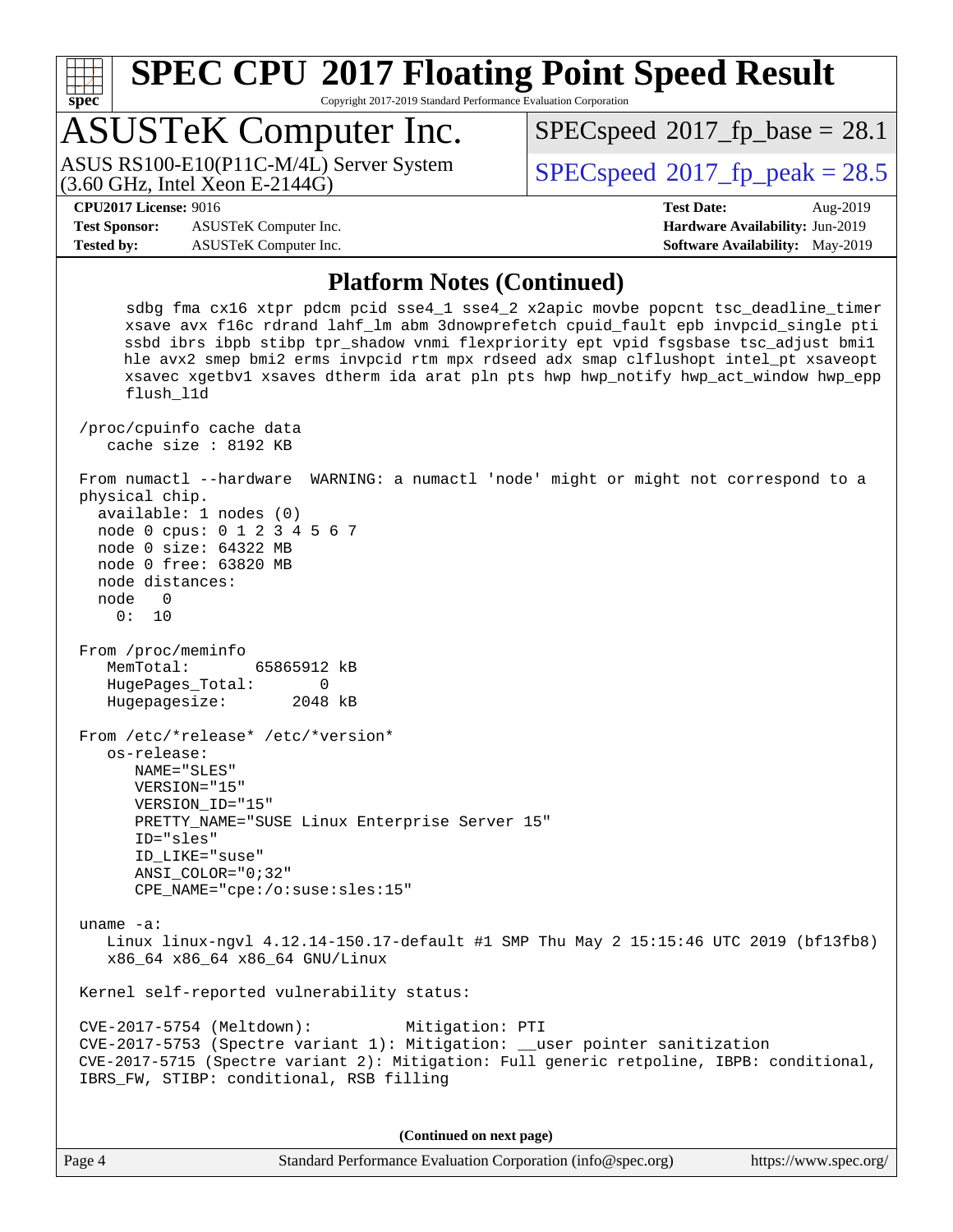## Platform Notes (Continued)

```
     sdbg fma cx16 xtpr pdcm pcid sse4_1 sse4_2 x2apic movbe popcnt tsc_deadline_timer
     xsave avx f16c rdrand lahf_lm abm 3dnowprefetch cpuid_fault epb invpcid_single pti
     ssbd ibrs ibpb stibp tpr_shadow vnmi flexpriority ept vpid fsgsbase tsc_adjust bmi1
     hle avx2 smep bmi2 erms invpcid rtm mpx rdseed adx smap clflushopt intel_pt xsaveopt
     xsavec xgetbv1 xsaves dtherm ida arat pln pts hwp hwp_notify hwp_act_window hwp_epp
     flush_l1d

 /proc/cpuinfo cache data
    cache size : 8192 KB

 From numactl --hardware  WARNING: a numactl 'node' might or might not correspond to a
 physical chip.
   available: 1 nodes (0)
   node 0 cpus: 0 1 2 3 4 5 6 7
   node 0 size: 64322 MB
   node 0 free: 63820 MB
   node distances:
   node   0
     0:  10

 From /proc/meminfo
    MemTotal:       65865912 kB
    HugePages_Total:       0
    Hugepagesize:       2048 kB

 From /etc/*release* /etc/*version*
    os-release:
       NAME="SLES"
       VERSION="15"
       VERSION_ID="15"
       PRETTY_NAME="SUSE Linux Enterprise Server 15"
       ID="sles"
       ID_LIKE="suse"
       ANSI_COLOR="0;32"
       CPE_NAME="cpe:/o:suse:sles:15"

 uname -a:
    Linux linux-ngvl 4.12.14-150.17-default #1 SMP Thu May 2 15:15:46 UTC 2019 (bf13fb8)
    x86_64 x86_64 x86_64 GNU/Linux

 Kernel self-reported vulnerability status:

 CVE-2017-5754 (Meltdown):          Mitigation: PTI
 CVE-2017-5753 (Spectre variant 1): Mitigation: __user pointer sanitization
 CVE-2017-5715 (Spectre variant 2): Mitigation: Full generic retpoline, IBPB: conditional,
 IBRS_FW, STIBP: conditional, RSB filling
```

**(Continued on next page)**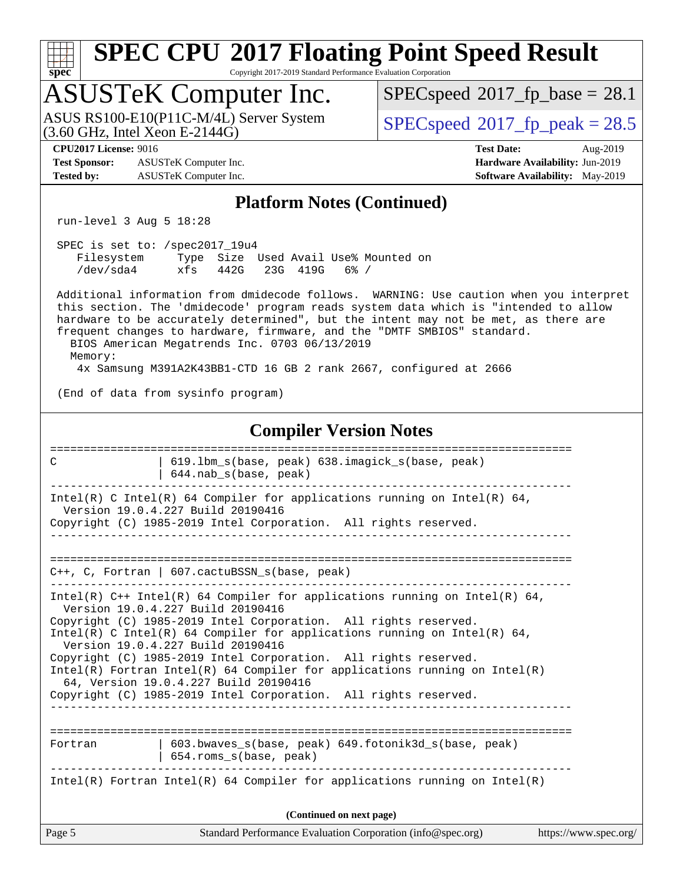## Platform Notes (Continued)

```
run-level 3 Aug 5 18:28

SPEC is set to: /spec2017_19u4
   Filesystem     Type  Size  Used Avail Use% Mounted on
   /dev/sda4      xfs   442G   23G  419G   6% /

Additional information from dmidecode follows.  WARNING: Use caution when you interpret
this section. The 'dmidecode' program reads system data which is "intended to allow
hardware to be accurately determined", but the intent may not be met, as there are
frequent changes to hardware, firmware, and the "DMTF SMBIOS" standard.
  BIOS American Megatrends Inc. 0703 06/13/2019
  Memory:
    4x Samsung M391A2K43BB1-CTD 16 GB 2 rank 2667, configured at 2666

(End of data from sysinfo program)
```

## Compiler Version Notes

```
==============================================================================
C               | 619.lbm_s(base, peak) 638.imagick_s(base, peak)
                | 644.nab_s(base, peak)
------------------------------------------------------------------------------
Intel(R) C Intel(R) 64 Compiler for applications running on Intel(R) 64,
  Version 19.0.4.227 Build 20190416
Copyright (C) 1985-2019 Intel Corporation.  All rights reserved.
------------------------------------------------------------------------------

==============================================================================
C++, C, Fortran | 607.cactuBSSN_s(base, peak)
------------------------------------------------------------------------------
Intel(R) C++ Intel(R) 64 Compiler for applications running on Intel(R) 64,
  Version 19.0.4.227 Build 20190416
Copyright (C) 1985-2019 Intel Corporation.  All rights reserved.
Intel(R) C Intel(R) 64 Compiler for applications running on Intel(R) 64,
  Version 19.0.4.227 Build 20190416
Copyright (C) 1985-2019 Intel Corporation.  All rights reserved.
Intel(R) Fortran Intel(R) 64 Compiler for applications running on Intel(R)
  64, Version 19.0.4.227 Build 20190416
Copyright (C) 1985-2019 Intel Corporation.  All rights reserved.
------------------------------------------------------------------------------

==============================================================================
Fortran         | 603.bwaves_s(base, peak) 649.fotonik3d_s(base, peak)
                | 654.roms_s(base, peak)
------------------------------------------------------------------------------
Intel(R) Fortran Intel(R) 64 Compiler for applications running on Intel(R)
```

(Continued on next page)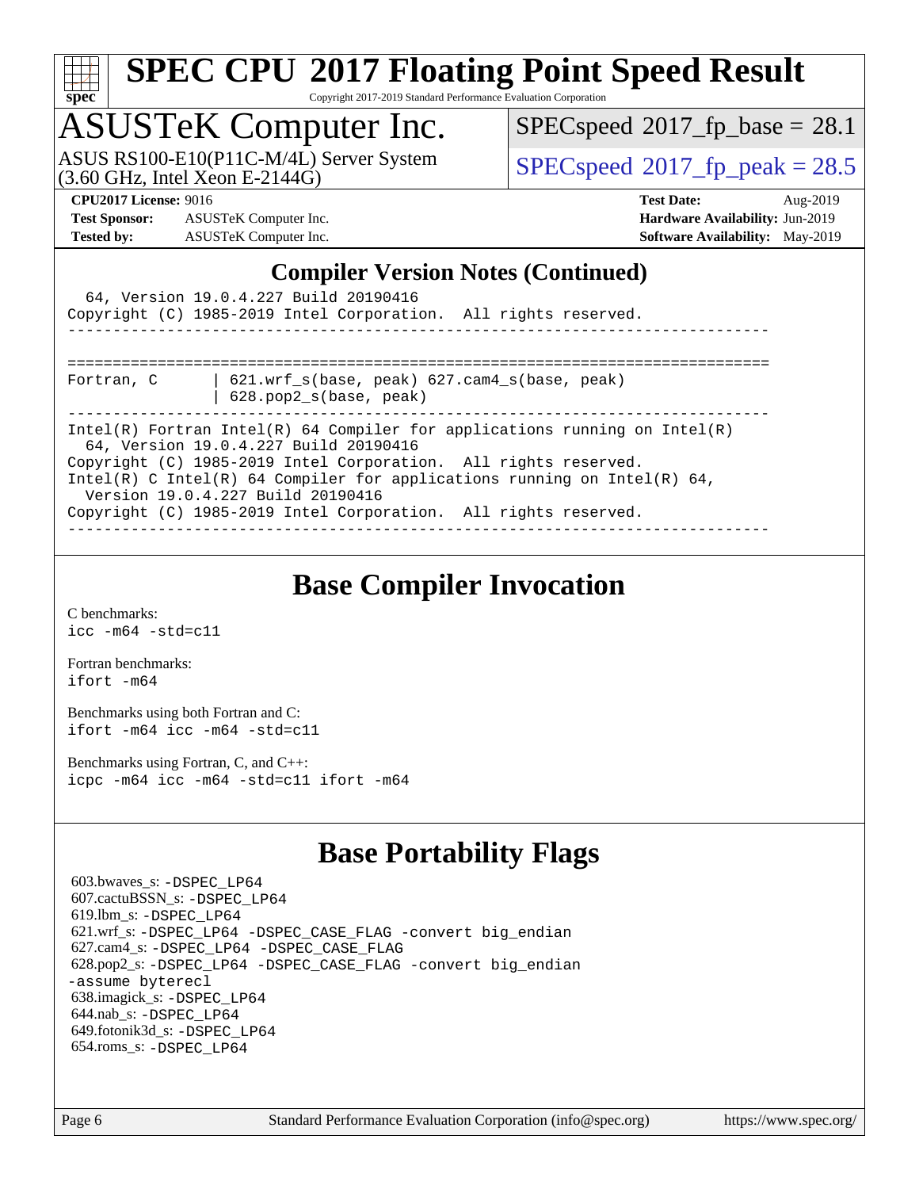## Compiler Version Notes (Continued)

```
  64, Version 19.0.4.227 Build 20190416
Copyright (C) 1985-2019 Intel Corporation.  All rights reserved.
------------------------------------------------------------------------------

==============================================================================
Fortran, C       | 621.wrf_s(base, peak) 627.cam4_s(base, peak)
                 | 628.pop2_s(base, peak)
------------------------------------------------------------------------------
Intel(R) Fortran Intel(R) 64 Compiler for applications running on Intel(R)
  64, Version 19.0.4.227 Build 20190416
Copyright (C) 1985-2019 Intel Corporation.  All rights reserved.
Intel(R) C Intel(R) 64 Compiler for applications running on Intel(R) 64,
  Version 19.0.4.227 Build 20190416
Copyright (C) 1985-2019 Intel Corporation.  All rights reserved.
------------------------------------------------------------------------------
```

## Base Compiler Invocation

C benchmarks:
`icc -m64 -std=c11`

Fortran benchmarks:
`ifort -m64`

Benchmarks using both Fortran and C:
`ifort -m64 icc -m64 -std=c11`

Benchmarks using Fortran, C, and C++:
`icpc -m64 icc -m64 -std=c11 ifort -m64`

## Base Portability Flags

603.bwaves_s: -DSPEC_LP64
607.cactuBSSN_s: -DSPEC_LP64
619.lbm_s: -DSPEC_LP64
621.wrf_s: -DSPEC_LP64 -DSPEC_CASE_FLAG -convert big_endian
627.cam4_s: -DSPEC_LP64 -DSPEC_CASE_FLAG
628.pop2_s: -DSPEC_LP64 -DSPEC_CASE_FLAG -convert big_endian -assume byterecl
638.imagick_s: -DSPEC_LP64
644.nab_s: -DSPEC_LP64
649.fotonik3d_s: -DSPEC_LP64
654.roms_s: -DSPEC_LP64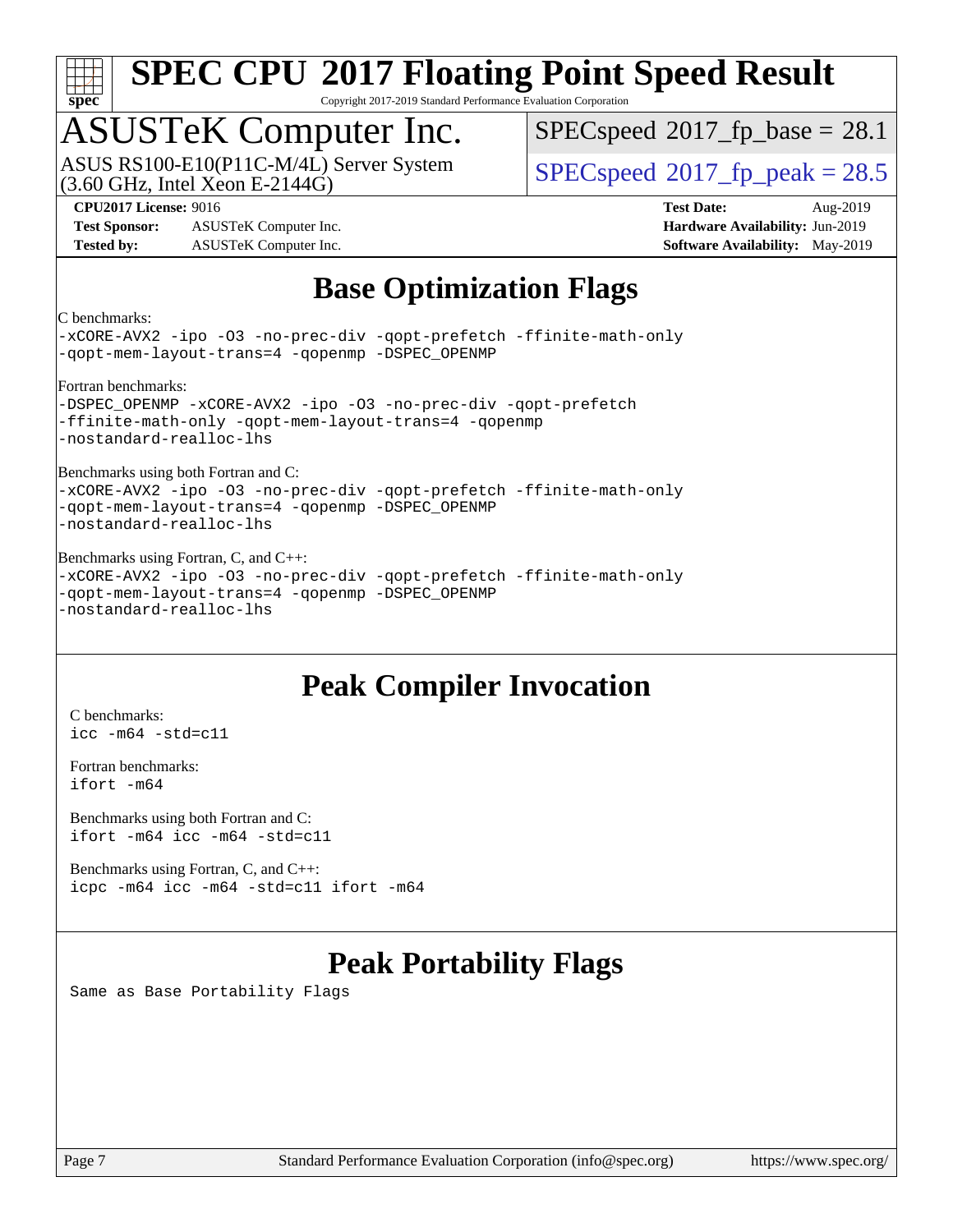## Base Optimization Flags

C benchmarks:

```
-xCORE-AVX2 -ipo -O3 -no-prec-div -qopt-prefetch -ffinite-math-only
-qopt-mem-layout-trans=4 -qopenmp -DSPEC_OPENMP
```

Fortran benchmarks:

```
-DSPEC_OPENMP -xCORE-AVX2 -ipo -O3 -no-prec-div -qopt-prefetch
-ffinite-math-only -qopt-mem-layout-trans=4 -qopenmp
-nostandard-realloc-lhs
```

Benchmarks using both Fortran and C:

```
-xCORE-AVX2 -ipo -O3 -no-prec-div -qopt-prefetch -ffinite-math-only
-qopt-mem-layout-trans=4 -qopenmp -DSPEC_OPENMP
-nostandard-realloc-lhs
```

Benchmarks using Fortran, C, and C++:

```
-xCORE-AVX2 -ipo -O3 -no-prec-div -qopt-prefetch -ffinite-math-only
-qopt-mem-layout-trans=4 -qopenmp -DSPEC_OPENMP
-nostandard-realloc-lhs
```

## Peak Compiler Invocation

C benchmarks:

```
icc -m64 -std=c11
```

Fortran benchmarks:

```
ifort -m64
```

Benchmarks using both Fortran and C:

```
ifort -m64 icc -m64 -std=c11
```

Benchmarks using Fortran, C, and C++:

```
icpc -m64 icc -m64 -std=c11 ifort -m64
```

## Peak Portability Flags

Same as Base Portability Flags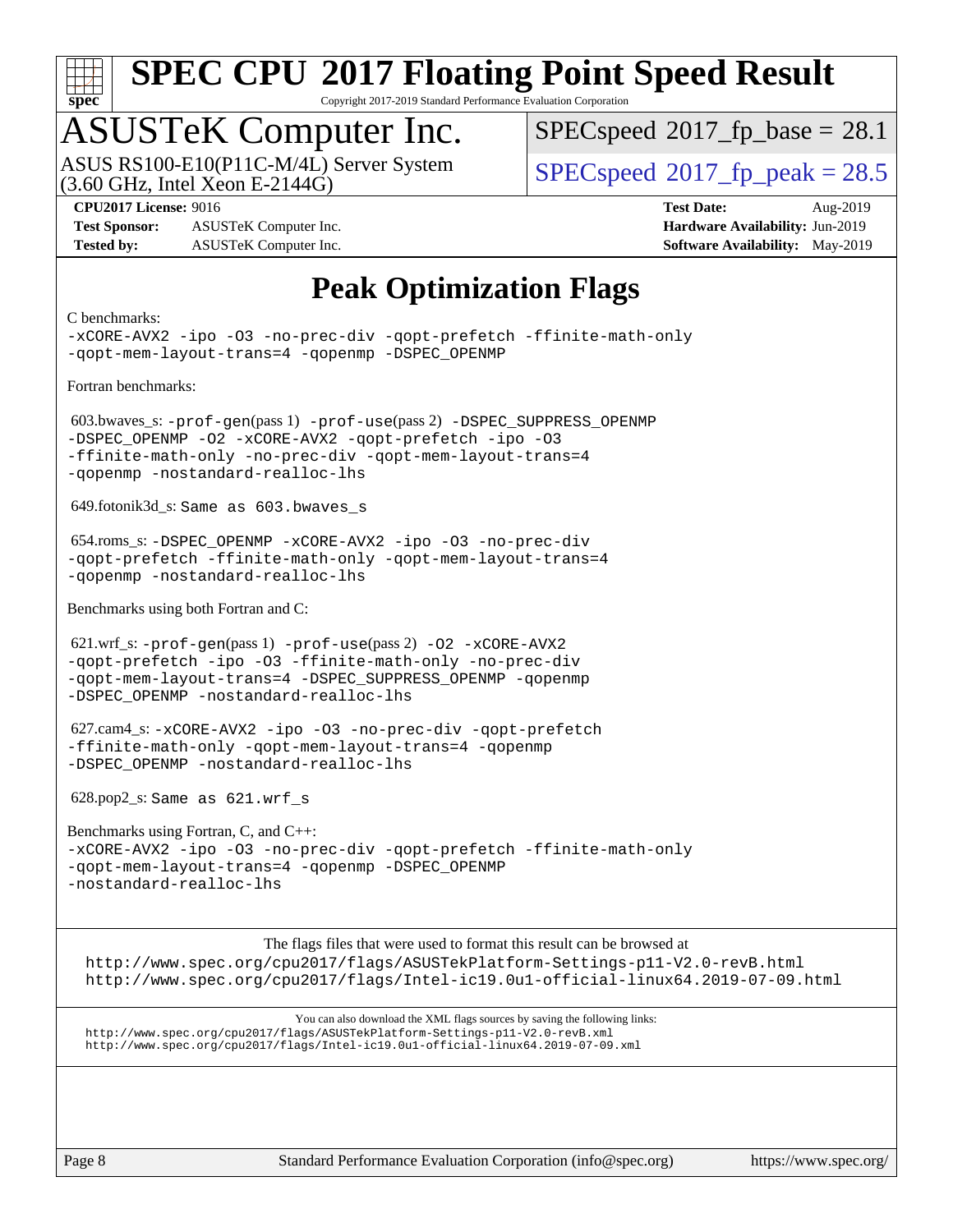# SPEC CPU 2017 Floating Point Speed Result

Copyright 2017-2019 Standard Performance Evaluation Corporation

## ASUSTeK Computer Inc.

ASUS RS100-E10(P11C-M/4L) Server System (3.60 GHz, Intel Xeon E-2144G)

SPECspeed 2017_fp_base = 28.1

SPECspeed 2017_fp_peak = 28.5

**CPU2017 License:** 9016
**Test Sponsor:** ASUSTeK Computer Inc.
**Tested by:** ASUSTeK Computer Inc.
**Test Date:** Aug-2019
**Hardware Availability:** Jun-2019
**Software Availability:** May-2019

# Peak Optimization Flags

C benchmarks:

-xCORE-AVX2 -ipo -O3 -no-prec-div -qopt-prefetch -ffinite-math-only -qopt-mem-layout-trans=4 -qopenmp -DSPEC_OPENMP

Fortran benchmarks:

603.bwaves_s: -prof-gen(pass 1) -prof-use(pass 2) -DSPEC_SUPPRESS_OPENMP -DSPEC_OPENMP -O2 -xCORE-AVX2 -qopt-prefetch -ipo -O3 -ffinite-math-only -no-prec-div -qopt-mem-layout-trans=4 -qopenmp -nostandard-realloc-lhs

649.fotonik3d_s: Same as 603.bwaves_s

654.roms_s: -DSPEC_OPENMP -xCORE-AVX2 -ipo -O3 -no-prec-div -qopt-prefetch -ffinite-math-only -qopt-mem-layout-trans=4 -qopenmp -nostandard-realloc-lhs

Benchmarks using both Fortran and C:

621.wrf_s: -prof-gen(pass 1) -prof-use(pass 2) -O2 -xCORE-AVX2 -qopt-prefetch -ipo -O3 -ffinite-math-only -no-prec-div -qopt-mem-layout-trans=4 -DSPEC_SUPPRESS_OPENMP -qopenmp -DSPEC_OPENMP -nostandard-realloc-lhs

627.cam4_s: -xCORE-AVX2 -ipo -O3 -no-prec-div -qopt-prefetch -ffinite-math-only -qopt-mem-layout-trans=4 -qopenmp -DSPEC_OPENMP -nostandard-realloc-lhs

628.pop2_s: Same as 621.wrf_s

Benchmarks using Fortran, C, and C++:

-xCORE-AVX2 -ipo -O3 -no-prec-div -qopt-prefetch -ffinite-math-only -qopt-mem-layout-trans=4 -qopenmp -DSPEC_OPENMP -nostandard-realloc-lhs

The flags files that were used to format this result can be browsed at

http://www.spec.org/cpu2017/flags/ASUSTekPlatform-Settings-p11-V2.0-revB.html
http://www.spec.org/cpu2017/flags/Intel-ic19.0u1-official-linux64.2019-07-09.html

You can also download the XML flags sources by saving the following links:

http://www.spec.org/cpu2017/flags/ASUSTekPlatform-Settings-p11-V2.0-revB.xml
http://www.spec.org/cpu2017/flags/Intel-ic19.0u1-official-linux64.2019-07-09.xml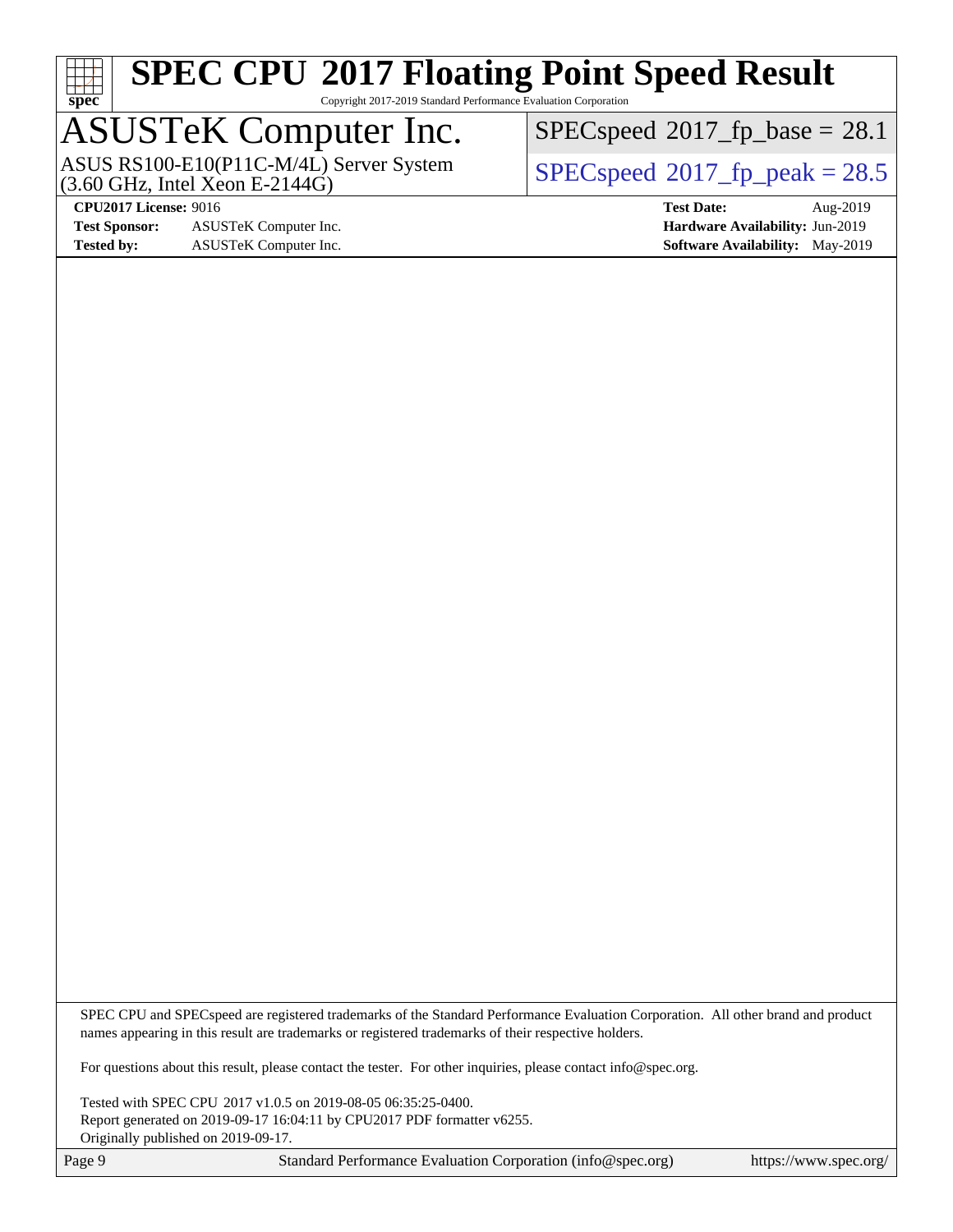SPEC CPU and SPECspeed are registered trademarks of the Standard Performance Evaluation Corporation. All other brand and product names appearing in this result are trademarks or registered trademarks of their respective holders.

For questions about this result, please contact the tester. For other inquiries, please contact info@spec.org.

Tested with SPEC CPU 2017 v1.0.5 on 2019-08-05 06:35:25-0400.
Report generated on 2019-09-17 16:04:11 by CPU2017 PDF formatter v6255.
Originally published on 2019-09-17.